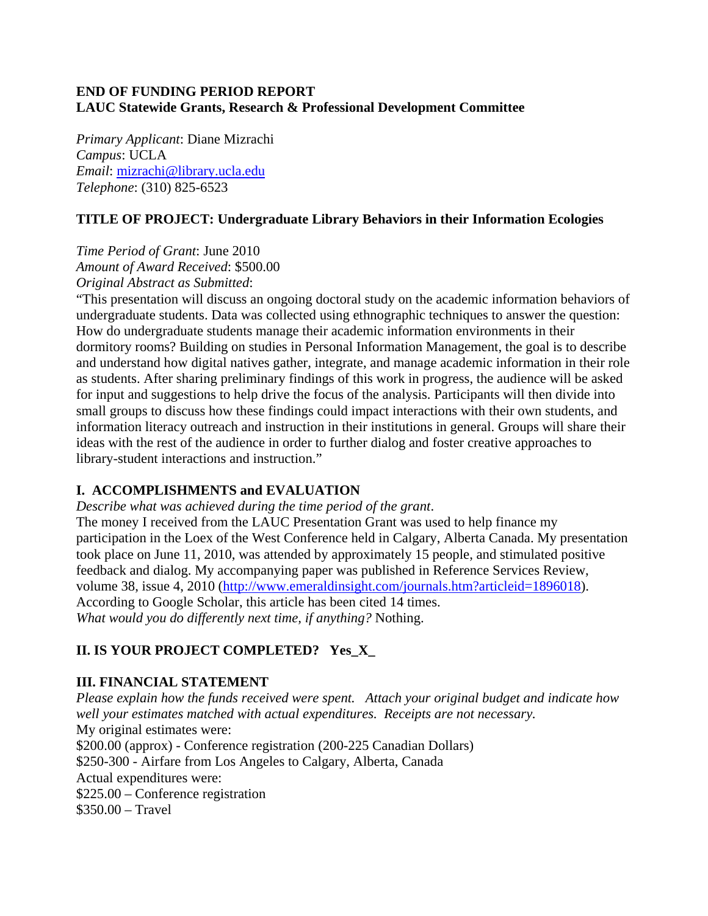**END OF FUNDING PERIOD REPORT**
**LAUC Statewide Grants, Research & Professional Development Committee**

*Primary Applicant*: Diane Mizrachi
*Campus*: UCLA
*Email*: mizrachi@library.ucla.edu
*Telephone*: (310) 825-6523

**TITLE OF PROJECT: Undergraduate Library Behaviors in their Information Ecologies**

*Time Period of Grant*: June 2010
*Amount of Award Received*: $500.00
*Original Abstract as Submitted*:
"This presentation will discuss an ongoing doctoral study on the academic information behaviors of undergraduate students. Data was collected using ethnographic techniques to answer the question: How do undergraduate students manage their academic information environments in their dormitory rooms? Building on studies in Personal Information Management, the goal is to describe and understand how digital natives gather, integrate, and manage academic information in their role as students. After sharing preliminary findings of this work in progress, the audience will be asked for input and suggestions to help drive the focus of the analysis. Participants will then divide into small groups to discuss how these findings could impact interactions with their own students, and information literacy outreach and instruction in their institutions in general. Groups will share their ideas with the rest of the audience in order to further dialog and foster creative approaches to library-student interactions and instruction."

**I. ACCOMPLISHMENTS and EVALUATION**

*Describe what was achieved during the time period of the grant*.
The money I received from the LAUC Presentation Grant was used to help finance my participation in the Loex of the West Conference held in Calgary, Alberta Canada. My presentation took place on June 11, 2010, was attended by approximately 15 people, and stimulated positive feedback and dialog. My accompanying paper was published in Reference Services Review, volume 38, issue 4, 2010 (http://www.emeraldinsight.com/journals.htm?articleid=1896018). According to Google Scholar, this article has been cited 14 times.
*What would you do differently next time, if anything?* Nothing.

**II. IS YOUR PROJECT COMPLETED? Yes_X_**

**III. FINANCIAL STATEMENT**

*Please explain how the funds received were spent. Attach your original budget and indicate how well your estimates matched with actual expenditures. Receipts are not necessary.*
My original estimates were:
$200.00 (approx) - Conference registration (200-225 Canadian Dollars)
$250-300 - Airfare from Los Angeles to Calgary, Alberta, Canada
Actual expenditures were:
$225.00 – Conference registration
$350.00 – Travel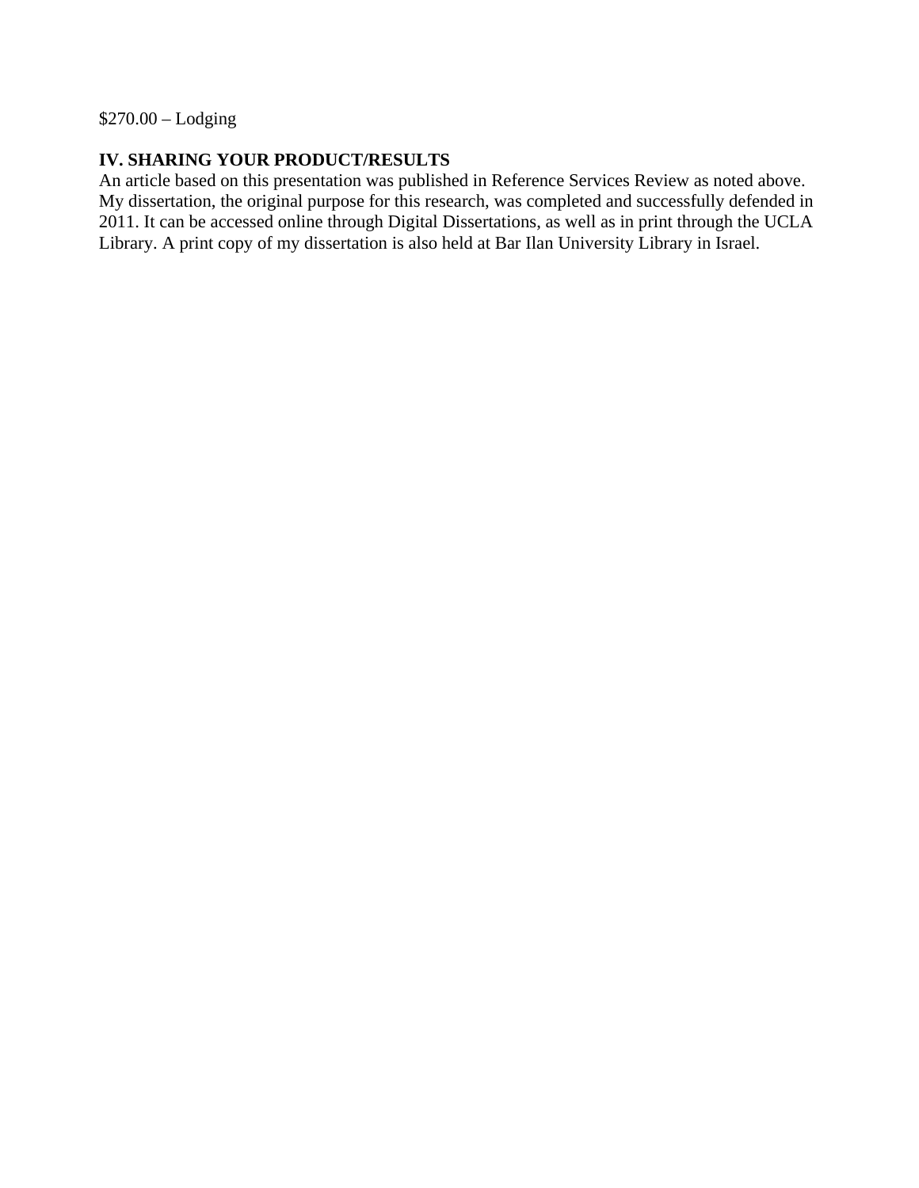$270.00 – Lodging

**IV. SHARING YOUR PRODUCT/RESULTS**

An article based on this presentation was published in Reference Services Review as noted above. My dissertation, the original purpose for this research, was completed and successfully defended in 2011. It can be accessed online through Digital Dissertations, as well as in print through the UCLA Library. A print copy of my dissertation is also held at Bar Ilan University Library in Israel.